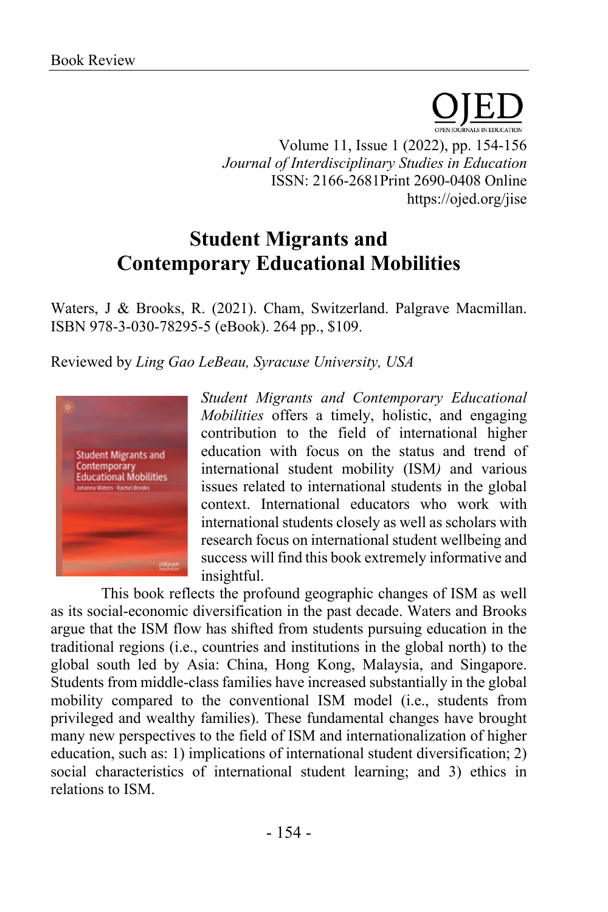# Student Migrants and Contemporary Educational Mobilities

Waters, J & Brooks, R. (2021). Cham, Switzerland. Palgrave Macmillan. ISBN 978-3-030-78295-5 (eBook). 264 pp., $109.

Reviewed by *Ling Gao LeBeau, Syracuse University, USA*

*Student Migrants and Contemporary Educational Mobilities* offers a timely, holistic, and engaging contribution to the field of international higher education with focus on the status and trend of international student mobility (ISM) and various issues related to international students in the global context. International educators who work with international students closely as well as scholars with research focus on international student wellbeing and success will find this book extremely informative and insightful.

This book reflects the profound geographic changes of ISM as well as its social-economic diversification in the past decade. Waters and Brooks argue that the ISM flow has shifted from students pursuing education in the traditional regions (i.e., countries and institutions in the global north) to the global south led by Asia: China, Hong Kong, Malaysia, and Singapore. Students from middle-class families have increased substantially in the global mobility compared to the conventional ISM model (i.e., students from privileged and wealthy families). These fundamental changes have brought many new perspectives to the field of ISM and internationalization of higher education, such as: 1) implications of international student diversification; 2) social characteristics of international student learning; and 3) ethics in relations to ISM.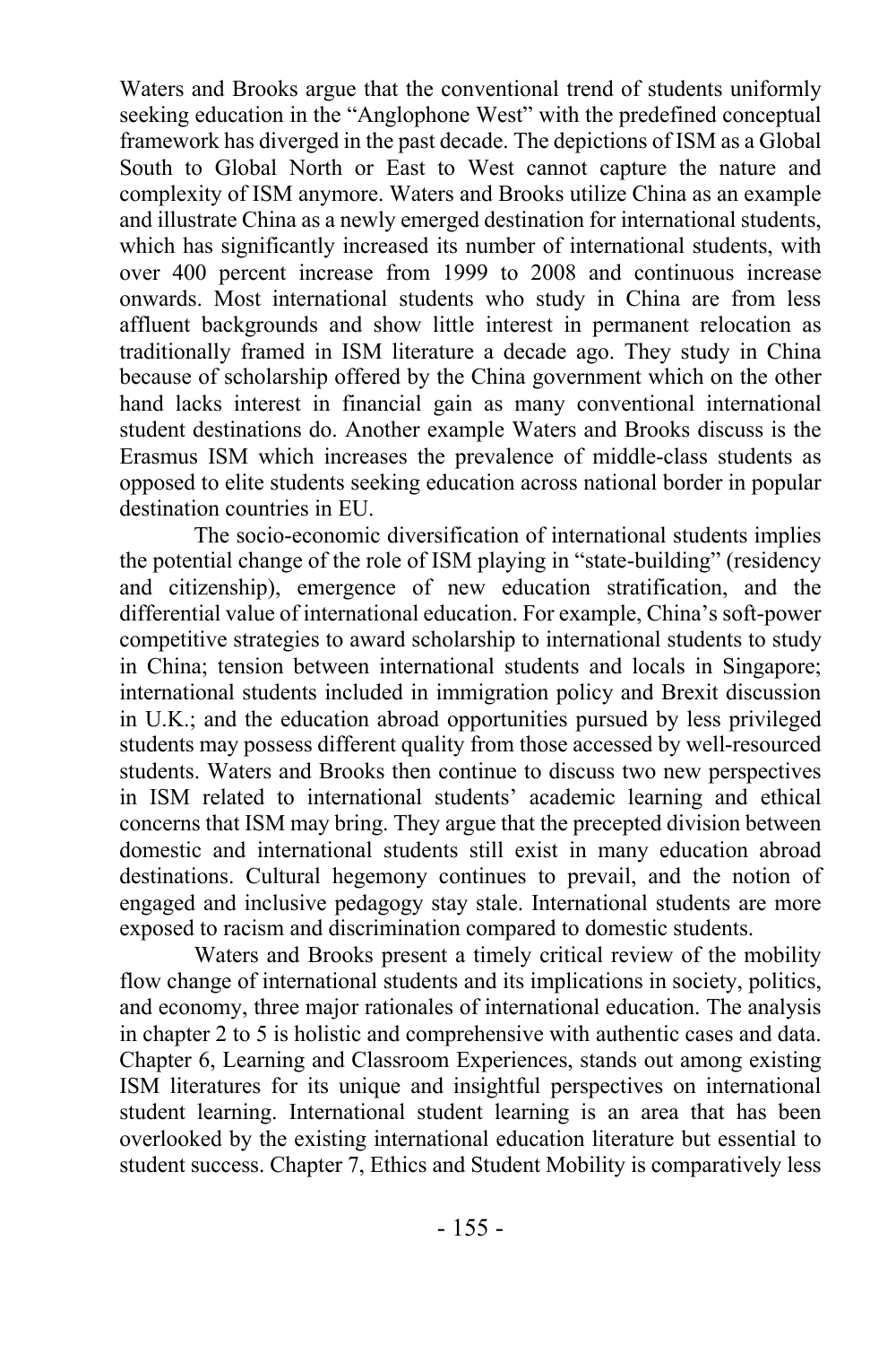Waters and Brooks argue that the conventional trend of students uniformly seeking education in the “Anglophone West” with the predefined conceptual framework has diverged in the past decade. The depictions of ISM as a Global South to Global North or East to West cannot capture the nature and complexity of ISM anymore. Waters and Brooks utilize China as an example and illustrate China as a newly emerged destination for international students, which has significantly increased its number of international students, with over 400 percent increase from 1999 to 2008 and continuous increase onwards. Most international students who study in China are from less affluent backgrounds and show little interest in permanent relocation as traditionally framed in ISM literature a decade ago. They study in China because of scholarship offered by the China government which on the other hand lacks interest in financial gain as many conventional international student destinations do. Another example Waters and Brooks discuss is the Erasmus ISM which increases the prevalence of middle-class students as opposed to elite students seeking education across national border in popular destination countries in EU.

The socio-economic diversification of international students implies the potential change of the role of ISM playing in “state-building” (residency and citizenship), emergence of new education stratification, and the differential value of international education. For example, China’s soft-power competitive strategies to award scholarship to international students to study in China; tension between international students and locals in Singapore; international students included in immigration policy and Brexit discussion in U.K.; and the education abroad opportunities pursued by less privileged students may possess different quality from those accessed by well-resourced students. Waters and Brooks then continue to discuss two new perspectives in ISM related to international students’ academic learning and ethical concerns that ISM may bring. They argue that the precepted division between domestic and international students still exist in many education abroad destinations. Cultural hegemony continues to prevail, and the notion of engaged and inclusive pedagogy stay stale. International students are more exposed to racism and discrimination compared to domestic students.

Waters and Brooks present a timely critical review of the mobility flow change of international students and its implications in society, politics, and economy, three major rationales of international education. The analysis in chapter 2 to 5 is holistic and comprehensive with authentic cases and data. Chapter 6, Learning and Classroom Experiences, stands out among existing ISM literatures for its unique and insightful perspectives on international student learning. International student learning is an area that has been overlooked by the existing international education literature but essential to student success. Chapter 7, Ethics and Student Mobility is comparatively less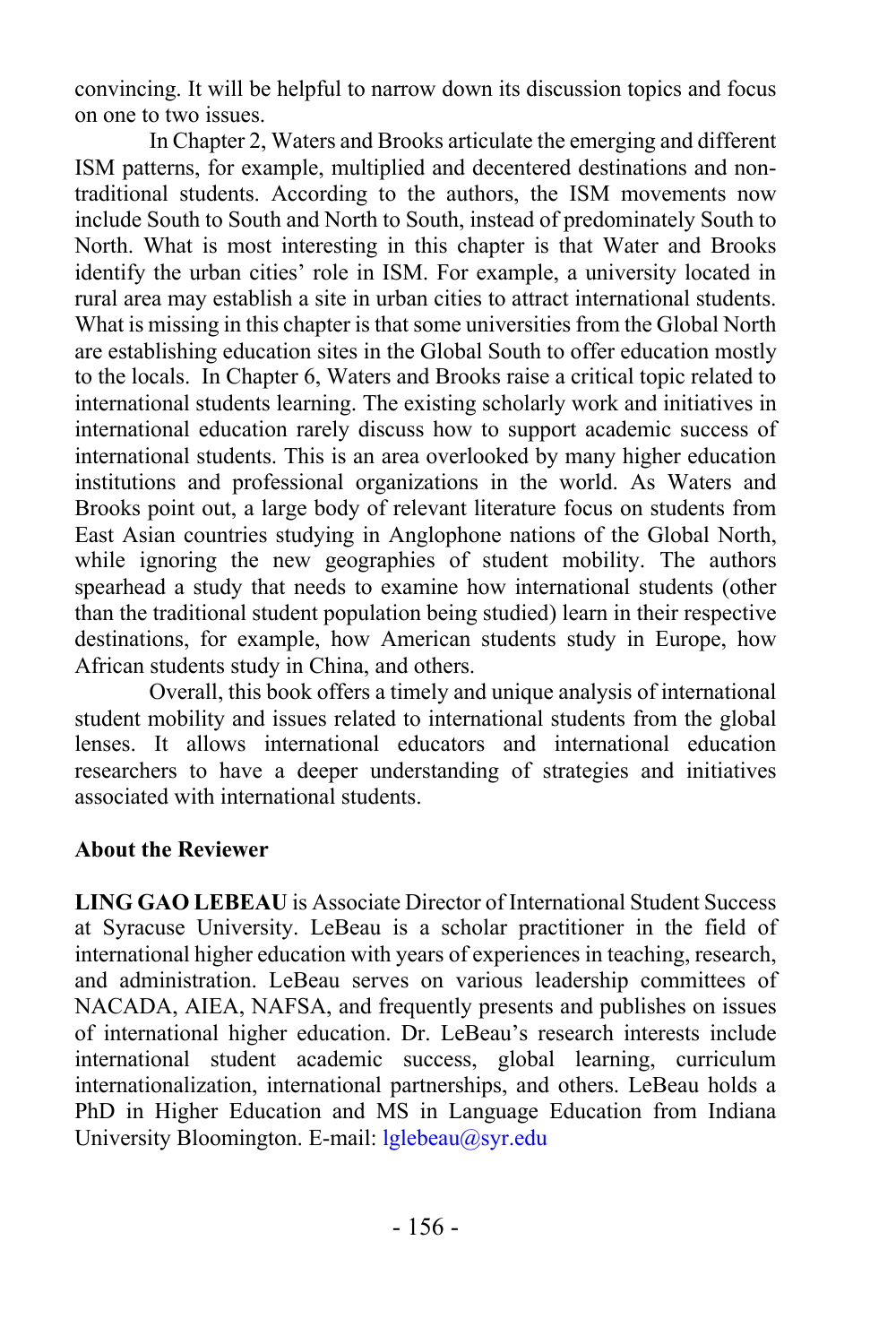convincing. It will be helpful to narrow down its discussion topics and focus on one to two issues.

In Chapter 2, Waters and Brooks articulate the emerging and different ISM patterns, for example, multiplied and decentered destinations and non-traditional students. According to the authors, the ISM movements now include South to South and North to South, instead of predominately South to North. What is most interesting in this chapter is that Water and Brooks identify the urban cities' role in ISM. For example, a university located in rural area may establish a site in urban cities to attract international students. What is missing in this chapter is that some universities from the Global North are establishing education sites in the Global South to offer education mostly to the locals. In Chapter 6, Waters and Brooks raise a critical topic related to international students learning. The existing scholarly work and initiatives in international education rarely discuss how to support academic success of international students. This is an area overlooked by many higher education institutions and professional organizations in the world. As Waters and Brooks point out, a large body of relevant literature focus on students from East Asian countries studying in Anglophone nations of the Global North, while ignoring the new geographies of student mobility. The authors spearhead a study that needs to examine how international students (other than the traditional student population being studied) learn in their respective destinations, for example, how American students study in Europe, how African students study in China, and others.

Overall, this book offers a timely and unique analysis of international student mobility and issues related to international students from the global lenses. It allows international educators and international education researchers to have a deeper understanding of strategies and initiatives associated with international students.

**About the Reviewer**

**LING GAO LEBEAU** is Associate Director of International Student Success at Syracuse University. LeBeau is a scholar practitioner in the field of international higher education with years of experiences in teaching, research, and administration. LeBeau serves on various leadership committees of NACADA, AIEA, NAFSA, and frequently presents and publishes on issues of international higher education. Dr. LeBeau's research interests include international student academic success, global learning, curriculum internationalization, international partnerships, and others. LeBeau holds a PhD in Higher Education and MS in Language Education from Indiana University Bloomington. E-mail: lglebeau@syr.edu